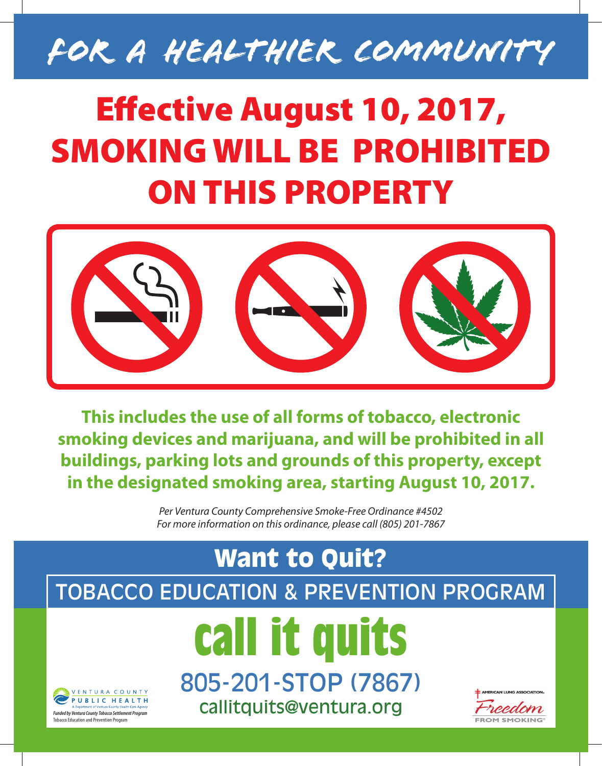# FOR A HEALTHIER COMMUNITY

# Effective August 10, 2017, SMOKING WILL BE PROHIBITED ON THIS PROPERTY

**This includes the use of all forms of tobacco, electronic smoking devices and marijuana, and will be prohibited in all buildings, parking lots and grounds of this property, except in the designated smoking area, starting August 10, 2017.**

*Per Ventura County Comprehensive Smoke-Free Ordinance #4502*
*For more information on this ordinance, please call (805) 201-7867*

## Want to Quit?

TOBACCO EDUCATION & PREVENTION PROGRAM

# call it quits

805-201-STOP (7867)

callitquits@ventura.org

VENTURA COUNTY PUBLIC HEALTH
A Department of Ventura County Health Care Agency
*Funded by Ventura County Tobacco Settlement Program*
Tobacco Education and Prevention Program

AMERICAN LUNG ASSOCIATION
Freedom FROM SMOKING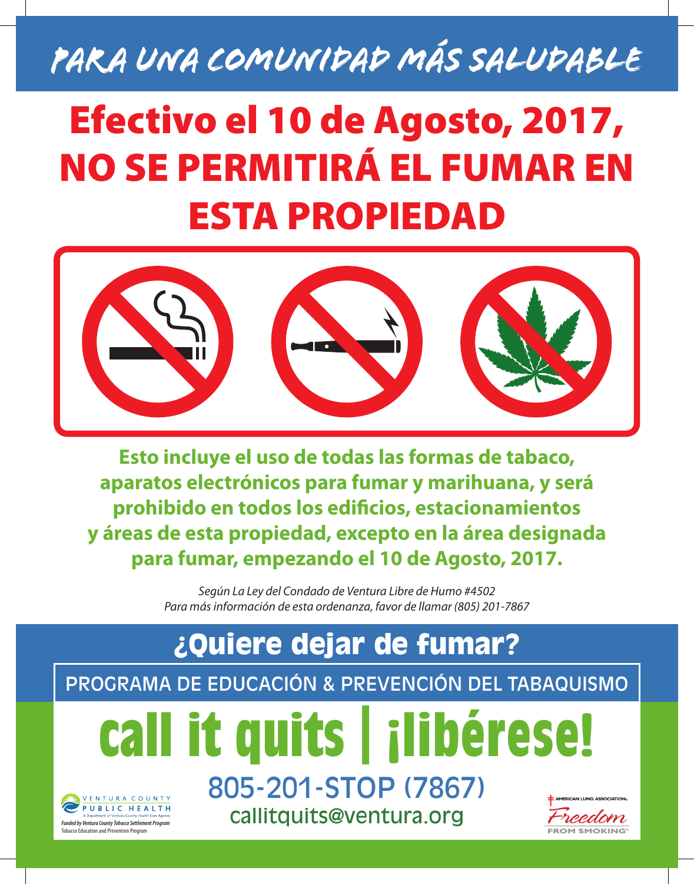# PARA UNA COMUNIDAD MÁS SALUDABLE

# Efectivo el 10 de Agosto, 2017, NO SE PERMITIRÁ EL FUMAR EN ESTA PROPIEDAD

**Esto incluye el uso de todas las formas de tabaco, aparatos electrónicos para fumar y marihuana, y será prohibido en todos los edificios, estacionamientos y áreas de esta propiedad, excepto en la área designada para fumar, empezando el 10 de Agosto, 2017.**

*Según La Ley del Condado de Ventura Libre de Humo #4502*
*Para más información de esta ordenanza, favor de llamar (805) 201-7867*

## ¿Quiere dejar de fumar?

PROGRAMA DE EDUCACIÓN & PREVENCIÓN DEL TABAQUISMO

# call it quits | ¡libérese!

805-201-STOP (7867)
callitquits@ventura.org

VENTURA COUNTY PUBLIC HEALTH
A Department of Ventura County Health Care Agency
*Funded by Ventura County Tobacco Settlement Program*
Tobacco Education and Prevention Program

AMERICAN LUNG ASSOCIATION.
Freedom FROM SMOKING®